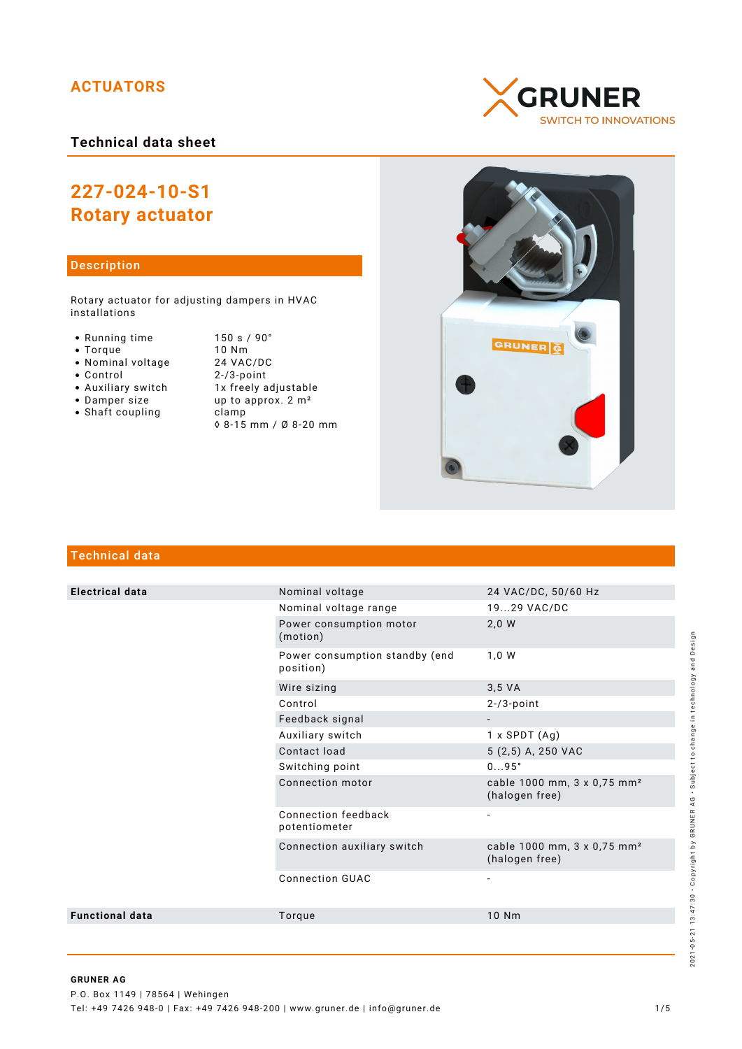ACTUATORS

GRUNER
SWITCH TO INNOVATIONS

## Technical data sheet

# 227-024-10-S1
# Rotary actuator

## Description

Rotary actuator for adjusting dampers in HVAC installations

| | |
|---|---|
| • Running time | 150 s / 90° |
| • Torque | 10 Nm |
| • Nominal voltage | 24 VAC/DC |
| • Control | 2-/3-point |
| • Auxiliary switch | 1x freely adjustable |
| • Damper size | up to approx. 2 m² |
| • Shaft coupling | clamp |
| | ◊ 8-15 mm / Ø 8-20 mm |

## Technical data

| | | |
|---|---|---|
| **Electrical data** | Nominal voltage | 24 VAC/DC, 50/60 Hz |
| | Nominal voltage range | 19...29 VAC/DC |
| | Power consumption motor (motion) | 2,0 W |
| | Power consumption standby (end position) | 1,0 W |
| | Wire sizing | 3,5 VA |
| | Control | 2-/3-point |
| | Feedback signal | - |
| | Auxiliary switch | 1 x SPDT (Ag) |
| | Contact load | 5 (2,5) A, 250 VAC |
| | Switching point | 0...95° |
| | Connection motor | cable 1000 mm, 3 x 0,75 mm² (halogen free) |
| | Connection feedback potentiometer | - |
| | Connection auxiliary switch | cable 1000 mm, 3 x 0,75 mm² (halogen free) |
| | Connection GUAC | - |
| **Functional data** | Torque | 10 Nm |

2021-05-21 13:47:30 • Copyright by GRUNER AG • Subject to change in technology and Design

**GRUNER AG**
P.O. Box 1149 | 78564 | Wehingen
Tel: +49 7426 948-0 | Fax: +49 7426 948-200 | www.gruner.de | info@gruner.de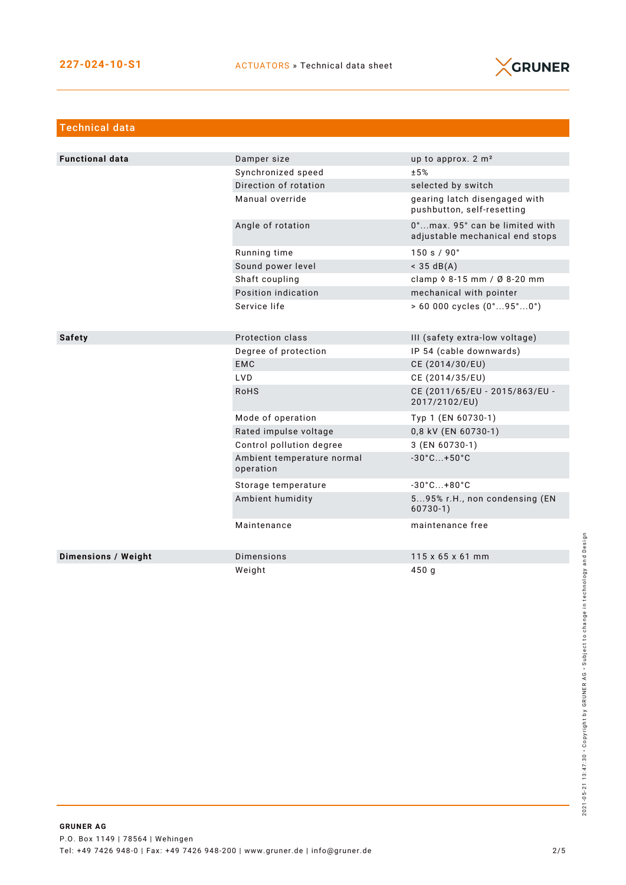## Technical data

| | | |
|---|---|---|
| **Functional data** | Damper size | up to approx. 2 m² |
| | Synchronized speed | ±5% |
| | Direction of rotation | selected by switch |
| | Manual override | gearing latch disengaged with pushbutton, self-resetting |
| | Angle of rotation | 0°...max. 95° can be limited with adjustable mechanical end stops |
| | Running time | 150 s / 90° |
| | Sound power level | < 35 dB(A) |
| | Shaft coupling | clamp ◊ 8-15 mm / Ø 8-20 mm |
| | Position indication | mechanical with pointer |
| | Service life | > 60 000 cycles (0°...95°...0°) |
| **Safety** | Protection class | III (safety extra-low voltage) |
| | Degree of protection | IP 54 (cable downwards) |
| | EMC | CE (2014/30/EU) |
| | LVD | CE (2014/35/EU) |
| | RoHS | CE (2011/65/EU - 2015/863/EU - 2017/2102/EU) |
| | Mode of operation | Typ 1 (EN 60730-1) |
| | Rated impulse voltage | 0,8 kV (EN 60730-1) |
| | Control pollution degree | 3 (EN 60730-1) |
| | Ambient temperature normal operation | -30°C...+50°C |
| | Storage temperature | -30°C...+80°C |
| | Ambient humidity | 5...95% r.H., non condensing (EN 60730-1) |
| | Maintenance | maintenance free |
| **Dimensions / Weight** | Dimensions | 115 x 65 x 61 mm |
| | Weight | 450 g |

**GRUNER AG**
P.O. Box 1149 | 78564 | Wehingen
Tel: +49 7426 948-0 | Fax: +49 7426 948-200 | www.gruner.de | info@gruner.de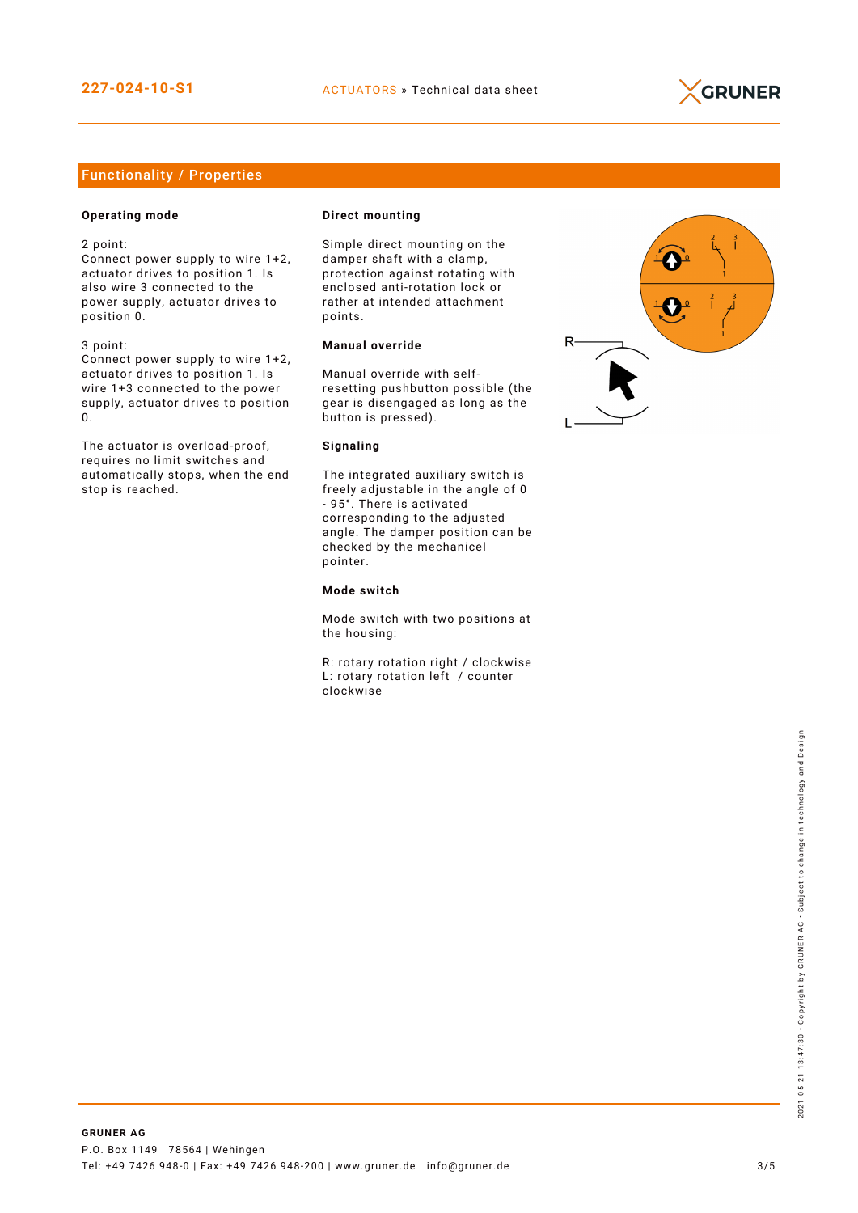## Functionality / Properties

### Operating mode

2 point:
Connect power supply to wire 1+2, actuator drives to position 1. Is also wire 3 connected to the power supply, actuator drives to position 0.

3 point:
Connect power supply to wire 1+2, actuator drives to position 1. Is wire 1+3 connected to the power supply, actuator drives to position 0.

The actuator is overload-proof, requires no limit switches and automatically stops, when the end stop is reached.

### Direct mounting

Simple direct mounting on the damper shaft with a clamp, protection against rotating with enclosed anti-rotation lock or rather at intended attachment points.

### Manual override

Manual override with self-resetting pushbutton possible (the gear is disengaged as long as the button is pressed).

### Signaling

The integrated auxiliary switch is freely adjustable in the angle of 0 - 95°. There is activated corresponding to the adjusted angle. The damper position can be checked by the mechanicel pointer.

### Mode switch

Mode switch with two positions at the housing:

R: rotary rotation right / clockwise
L: rotary rotation left / counter clockwise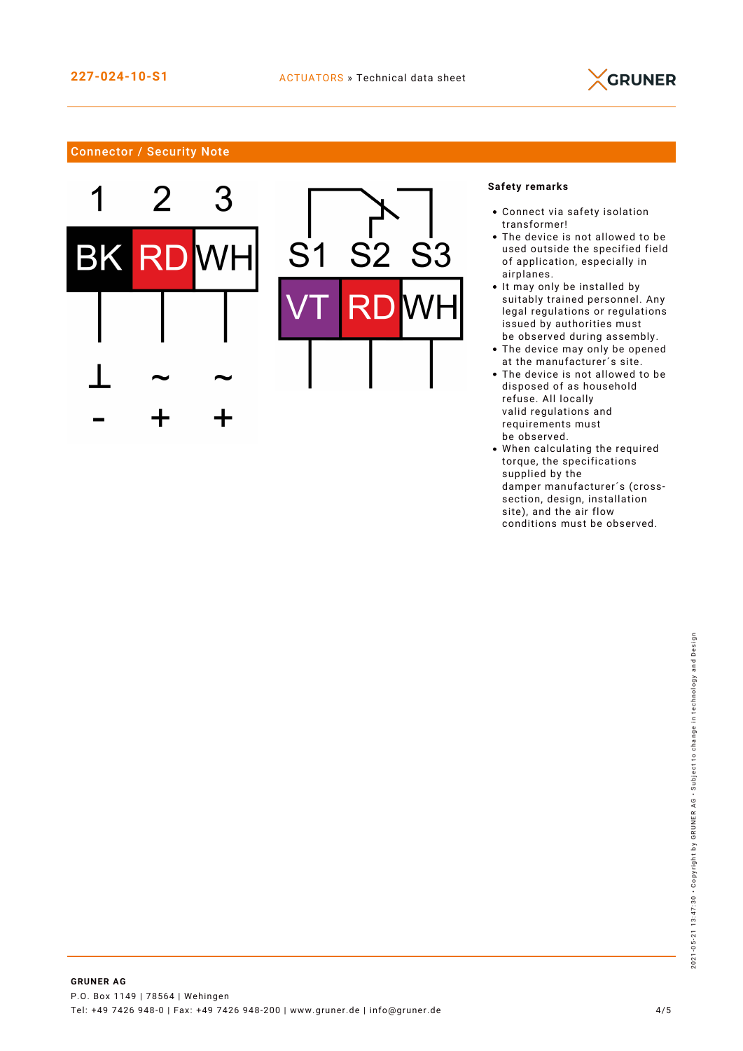## Connector / Security Note

| 1 | 2 | 3 |
|---|---|---|
| BK | RD | WH |
| ⊥ | ~ | ~ |
| - | + | + |

| S1 | S2 | S3 |
|---|---|---|
| VT | RD | WH |

**Safety remarks**

- Connect via safety isolation transformer!
- The device is not allowed to be used outside the specified field of application, especially in airplanes.
- It may only be installed by suitably trained personnel. Any legal regulations or regulations issued by authorities must be observed during assembly.
- The device may only be opened at the manufacturer´s site.
- The device is not allowed to be disposed of as household refuse. All locally valid regulations and requirements must be observed.
- When calculating the required torque, the specifications supplied by the damper manufacturer´s (cross-section, design, installation site), and the air flow conditions must be observed.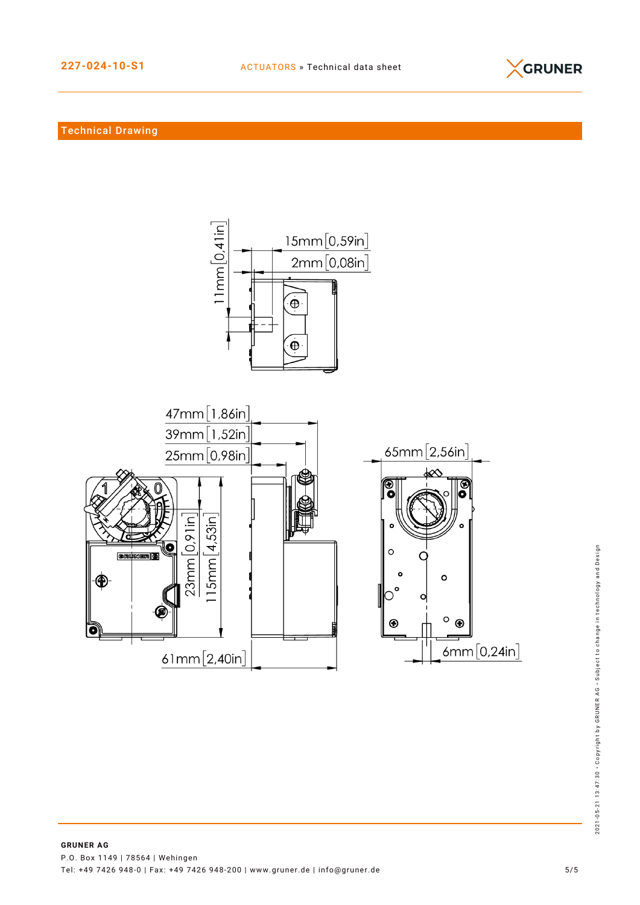## Technical Drawing

15mm [0,59in]
2mm [0,08in]
11mm [0,41in]

47mm [1,86in]
39mm [1,52in]
25mm [0,98in]
23mm [0,91in]
115mm [4,53in]
61mm [2,40in]

65mm [2,56in]
6mm [0,24in]

**GRUNER AG**
P.O. Box 1149 | 78564 | Wehingen
Tel: +49 7426 948-0 | Fax: +49 7426 948-200 | www.gruner.de | info@gruner.de